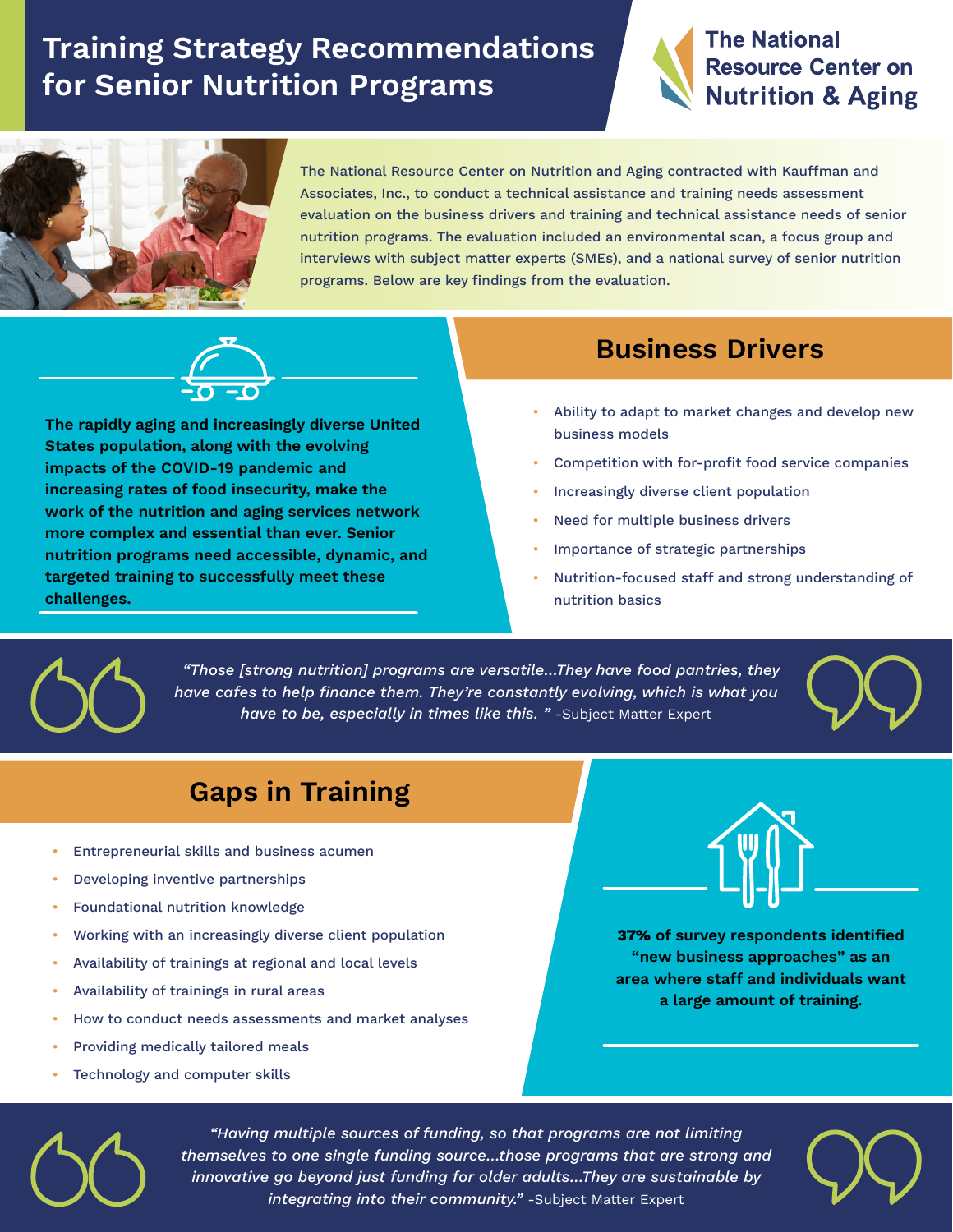# Training Strategy Recommendations for Senior Nutrition Programs

The National Resource Center on Nutrition & Aging

The National Resource Center on Nutrition and Aging contracted with Kauffman and Associates, Inc., to conduct a technical assistance and training needs assessment evaluation on the business drivers and training and technical assistance needs of senior nutrition programs. The evaluation included an environmental scan, a focus group and interviews with subject matter experts (SMEs), and a national survey of senior nutrition programs. Below are key findings from the evaluation.

**The rapidly aging and increasingly diverse United States population, along with the evolving impacts of the COVID-19 pandemic and increasing rates of food insecurity, make the work of the nutrition and aging services network more complex and essential than ever. Senior nutrition programs need accessible, dynamic, and targeted training to successfully meet these challenges.**

## Business Drivers

- Ability to adapt to market changes and develop new business models
- Competition with for-profit food service companies
- Increasingly diverse client population
- Need for multiple business drivers
- Importance of strategic partnerships
- Nutrition-focused staff and strong understanding of nutrition basics

*"Those [strong nutrition] programs are versatile...They have food pantries, they have cafes to help finance them. They're constantly evolving, which is what you have to be, especially in times like this. "* -Subject Matter Expert

## Gaps in Training

- Entrepreneurial skills and business acumen
- Developing inventive partnerships
- Foundational nutrition knowledge
- Working with an increasingly diverse client population
- Availability of trainings at regional and local levels
- Availability of trainings in rural areas
- How to conduct needs assessments and market analyses
- Providing medically tailored meals
- Technology and computer skills

**37% of survey respondents identified "new business approaches" as an area where staff and individuals want a large amount of training.**

*"Having multiple sources of funding, so that programs are not limiting themselves to one single funding source...those programs that are strong and innovative go beyond just funding for older adults...They are sustainable by integrating into their community."* -Subject Matter Expert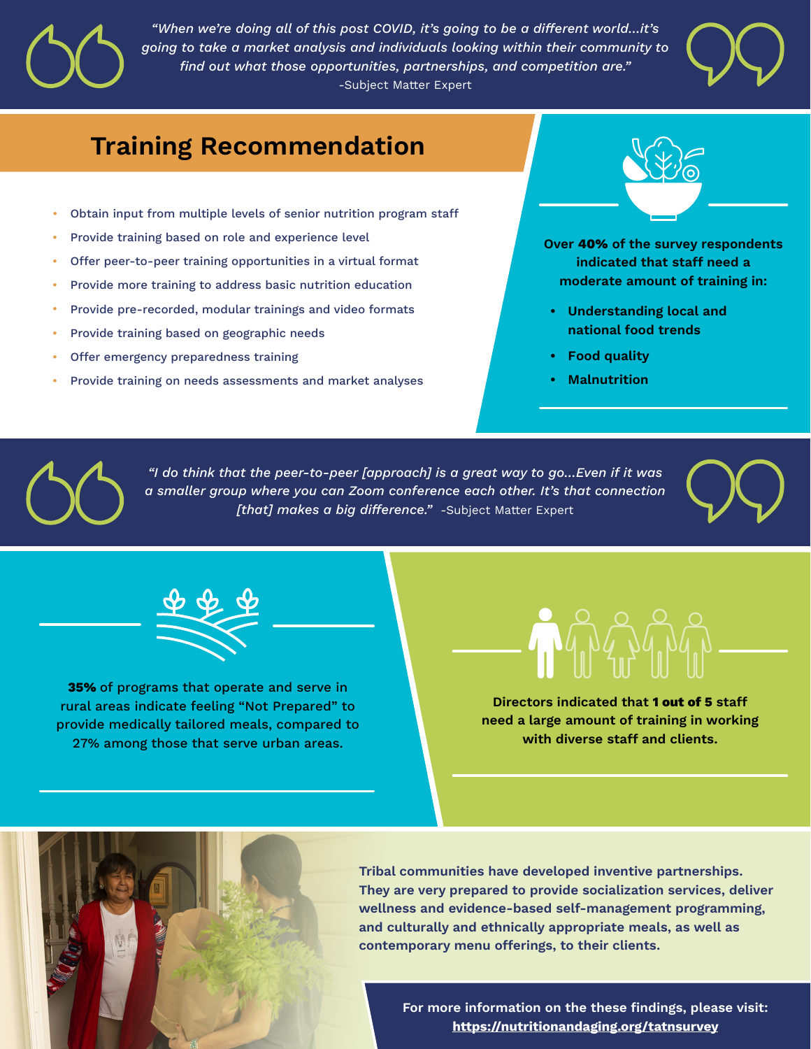*"When we're doing all of this post COVID, it's going to be a different world...it's going to take a market analysis and individuals looking within their community to find out what those opportunities, partnerships, and competition are."*
-Subject Matter Expert

## Training Recommendation

- Obtain input from multiple levels of senior nutrition program staff
- Provide training based on role and experience level
- Offer peer-to-peer training opportunities in a virtual format
- Provide more training to address basic nutrition education
- Provide pre-recorded, modular trainings and video formats
- Provide training based on geographic needs
- Offer emergency preparedness training
- Provide training on needs assessments and market analyses

**Over 40% of the survey respondents indicated that staff need a moderate amount of training in:**

- **Understanding local and national food trends**
- **Food quality**
- **Malnutrition**

*"I do think that the peer-to-peer [approach] is a great way to go...Even if it was a smaller group where you can Zoom conference each other. It's that connection [that] makes a big difference."* -Subject Matter Expert

**35%** of programs that operate and serve in rural areas indicate feeling "Not Prepared" to provide medically tailored meals, compared to 27% among those that serve urban areas.

**Directors indicated that 1 out of 5 staff need a large amount of training in working with diverse staff and clients.**

**Tribal communities have developed inventive partnerships. They are very prepared to provide socialization services, deliver wellness and evidence-based self-management programming, and culturally and ethnically appropriate meals, as well as contemporary menu offerings, to their clients.**

**For more information on the these findings, please visit:**
**https://nutritionandaging.org/tatnsurvey**